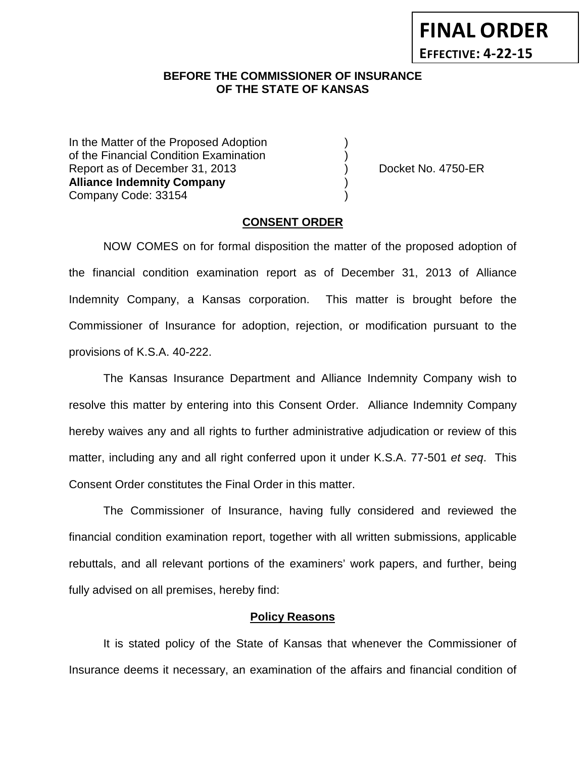**FINAL ORDER**
**EFFECTIVE: 4-22-15**

**BEFORE THE COMMISSIONER OF INSURANCE**
**OF THE STATE OF KANSAS**

In the Matter of the Proposed Adoption )
of the Financial Condition Examination )
Report as of December 31, 2013 ) Docket No. 4750-ER
**Alliance Indemnity Company** )
Company Code: 33154 )

## CONSENT ORDER

NOW COMES on for formal disposition the matter of the proposed adoption of the financial condition examination report as of December 31, 2013 of Alliance Indemnity Company, a Kansas corporation. This matter is brought before the Commissioner of Insurance for adoption, rejection, or modification pursuant to the provisions of K.S.A. 40-222.

The Kansas Insurance Department and Alliance Indemnity Company wish to resolve this matter by entering into this Consent Order. Alliance Indemnity Company hereby waives any and all rights to further administrative adjudication or review of this matter, including any and all right conferred upon it under K.S.A. 77-501 *et seq*. This Consent Order constitutes the Final Order in this matter.

The Commissioner of Insurance, having fully considered and reviewed the financial condition examination report, together with all written submissions, applicable rebuttals, and all relevant portions of the examiners' work papers, and further, being fully advised on all premises, hereby find:

### Policy Reasons

It is stated policy of the State of Kansas that whenever the Commissioner of Insurance deems it necessary, an examination of the affairs and financial condition of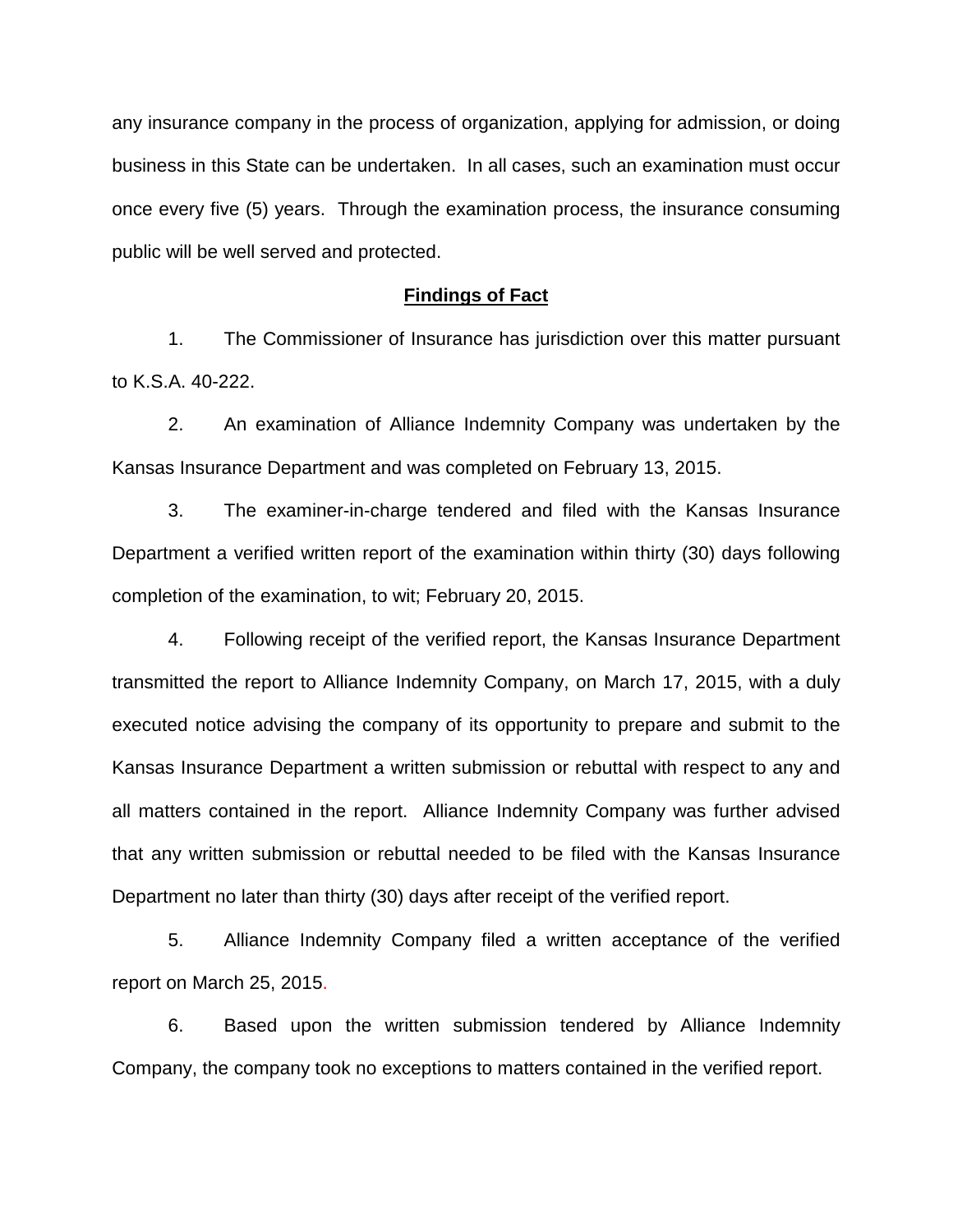any insurance company in the process of organization, applying for admission, or doing business in this State can be undertaken. In all cases, such an examination must occur once every five (5) years. Through the examination process, the insurance consuming public will be well served and protected.

## **Findings of Fact**

1. The Commissioner of Insurance has jurisdiction over this matter pursuant to K.S.A. 40-222.

2. An examination of Alliance Indemnity Company was undertaken by the Kansas Insurance Department and was completed on February 13, 2015.

3. The examiner-in-charge tendered and filed with the Kansas Insurance Department a verified written report of the examination within thirty (30) days following completion of the examination, to wit; February 20, 2015.

4. Following receipt of the verified report, the Kansas Insurance Department transmitted the report to Alliance Indemnity Company, on March 17, 2015, with a duly executed notice advising the company of its opportunity to prepare and submit to the Kansas Insurance Department a written submission or rebuttal with respect to any and all matters contained in the report. Alliance Indemnity Company was further advised that any written submission or rebuttal needed to be filed with the Kansas Insurance Department no later than thirty (30) days after receipt of the verified report.

5. Alliance Indemnity Company filed a written acceptance of the verified report on March 25, 2015.

6. Based upon the written submission tendered by Alliance Indemnity Company, the company took no exceptions to matters contained in the verified report.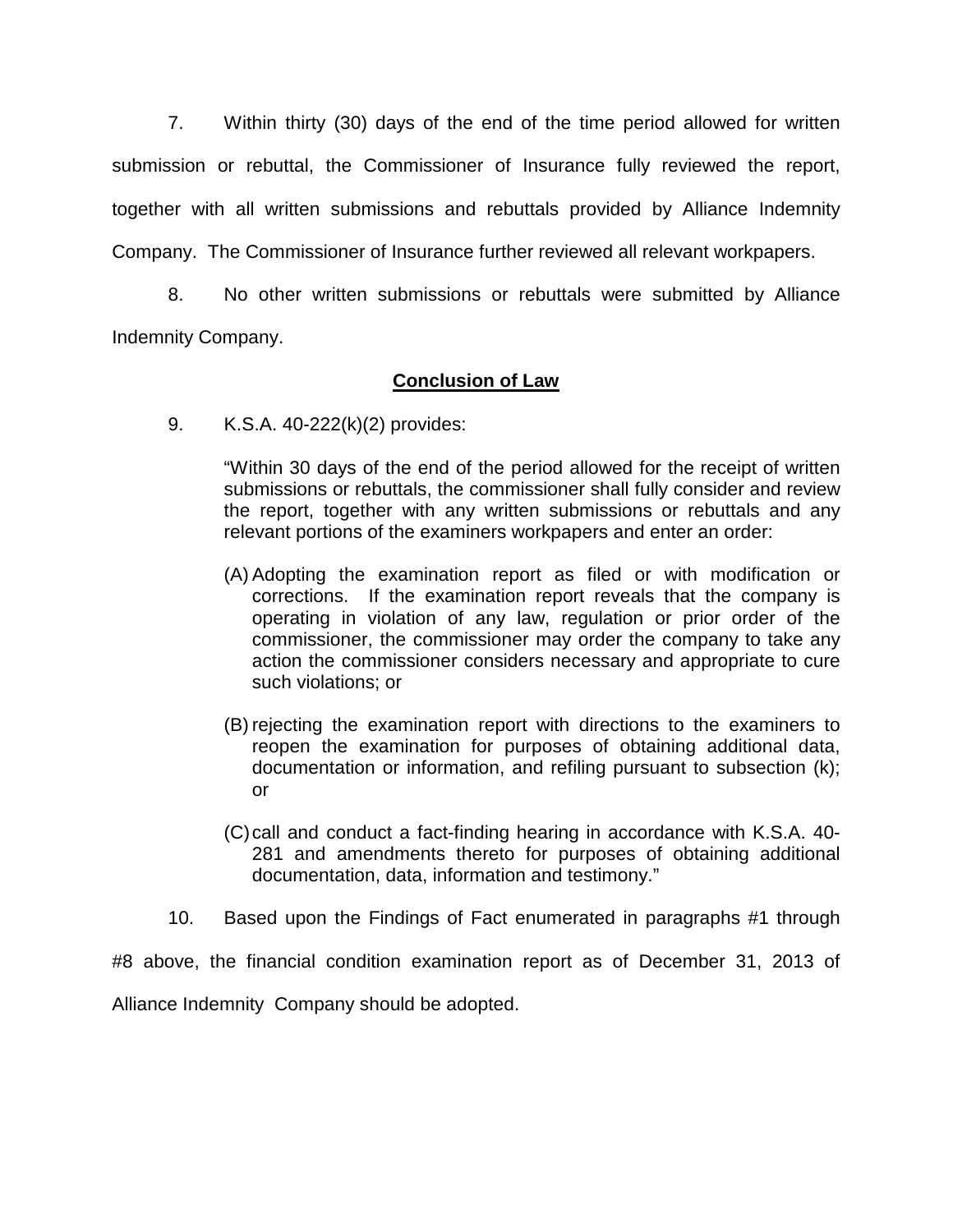7. Within thirty (30) days of the end of the time period allowed for written submission or rebuttal, the Commissioner of Insurance fully reviewed the report, together with all written submissions and rebuttals provided by Alliance Indemnity Company. The Commissioner of Insurance further reviewed all relevant workpapers.

8. No other written submissions or rebuttals were submitted by Alliance Indemnity Company.

**Conclusion of Law**

9. K.S.A. 40-222(k)(2) provides:

> "Within 30 days of the end of the period allowed for the receipt of written submissions or rebuttals, the commissioner shall fully consider and review the report, together with any written submissions or rebuttals and any relevant portions of the examiners workpapers and enter an order:
>
> (A) Adopting the examination report as filed or with modification or corrections. If the examination report reveals that the company is operating in violation of any law, regulation or prior order of the commissioner, the commissioner may order the company to take any action the commissioner considers necessary and appropriate to cure such violations; or
>
> (B) rejecting the examination report with directions to the examiners to reopen the examination for purposes of obtaining additional data, documentation or information, and refiling pursuant to subsection (k); or
>
> (C) call and conduct a fact-finding hearing in accordance with K.S.A. 40-281 and amendments thereto for purposes of obtaining additional documentation, data, information and testimony."

10. Based upon the Findings of Fact enumerated in paragraphs #1 through #8 above, the financial condition examination report as of December 31, 2013 of Alliance Indemnity Company should be adopted.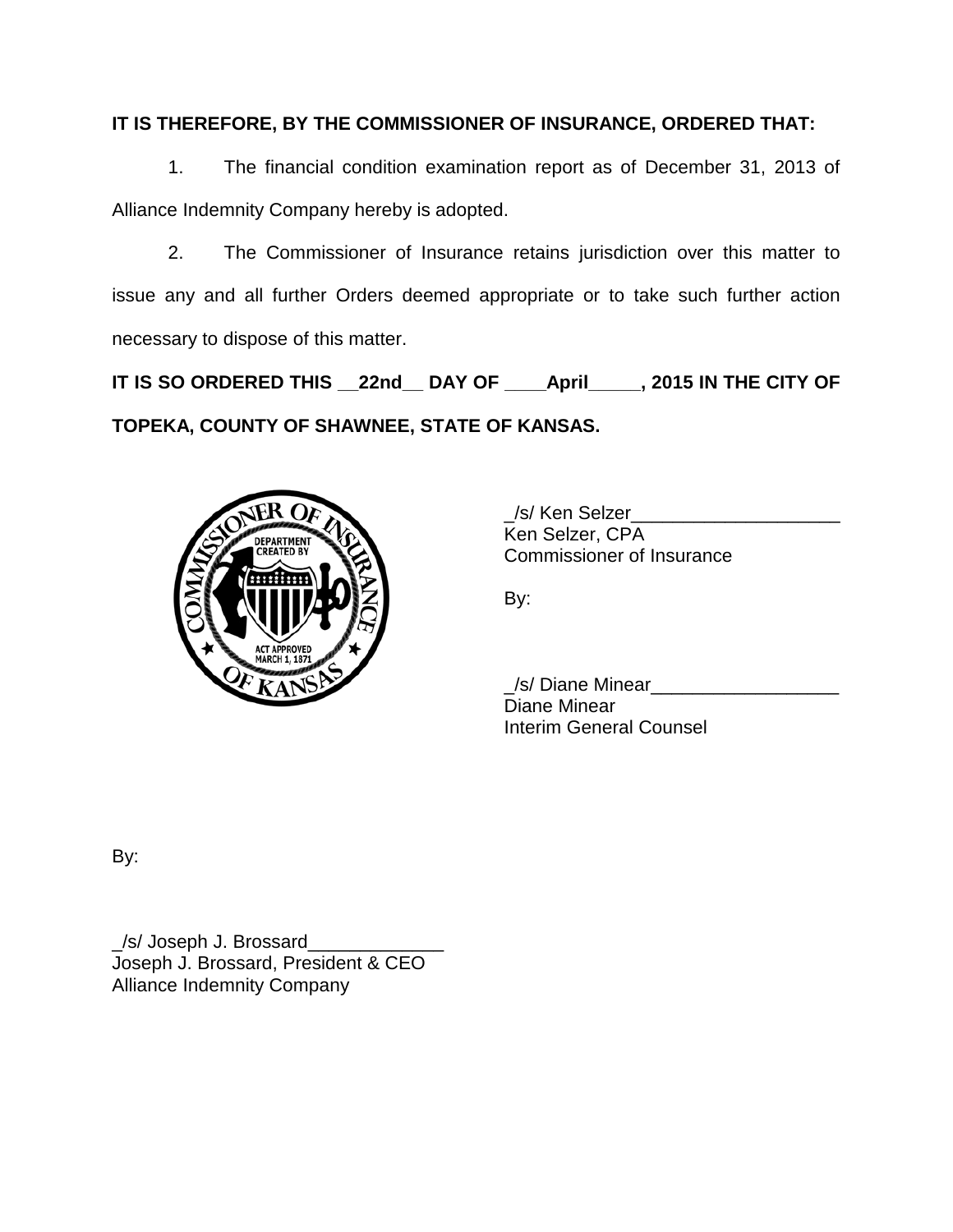**IT IS THEREFORE, BY THE COMMISSIONER OF INSURANCE, ORDERED THAT:**

1. The financial condition examination report as of December 31, 2013 of Alliance Indemnity Company hereby is adopted.

2. The Commissioner of Insurance retains jurisdiction over this matter to issue any and all further Orders deemed appropriate or to take such further action necessary to dispose of this matter.

**IT IS SO ORDERED THIS __22nd__ DAY OF ____April_____, 2015 IN THE CITY OF TOPEKA, COUNTY OF SHAWNEE, STATE OF KANSAS.**

_/s/ Ken Selzer____________________
Ken Selzer, CPA
Commissioner of Insurance

By:

_/s/ Diane Minear__________________
Diane Minear
Interim General Counsel

By:

_/s/ Joseph J. Brossard_____________
Joseph J. Brossard, President & CEO
Alliance Indemnity Company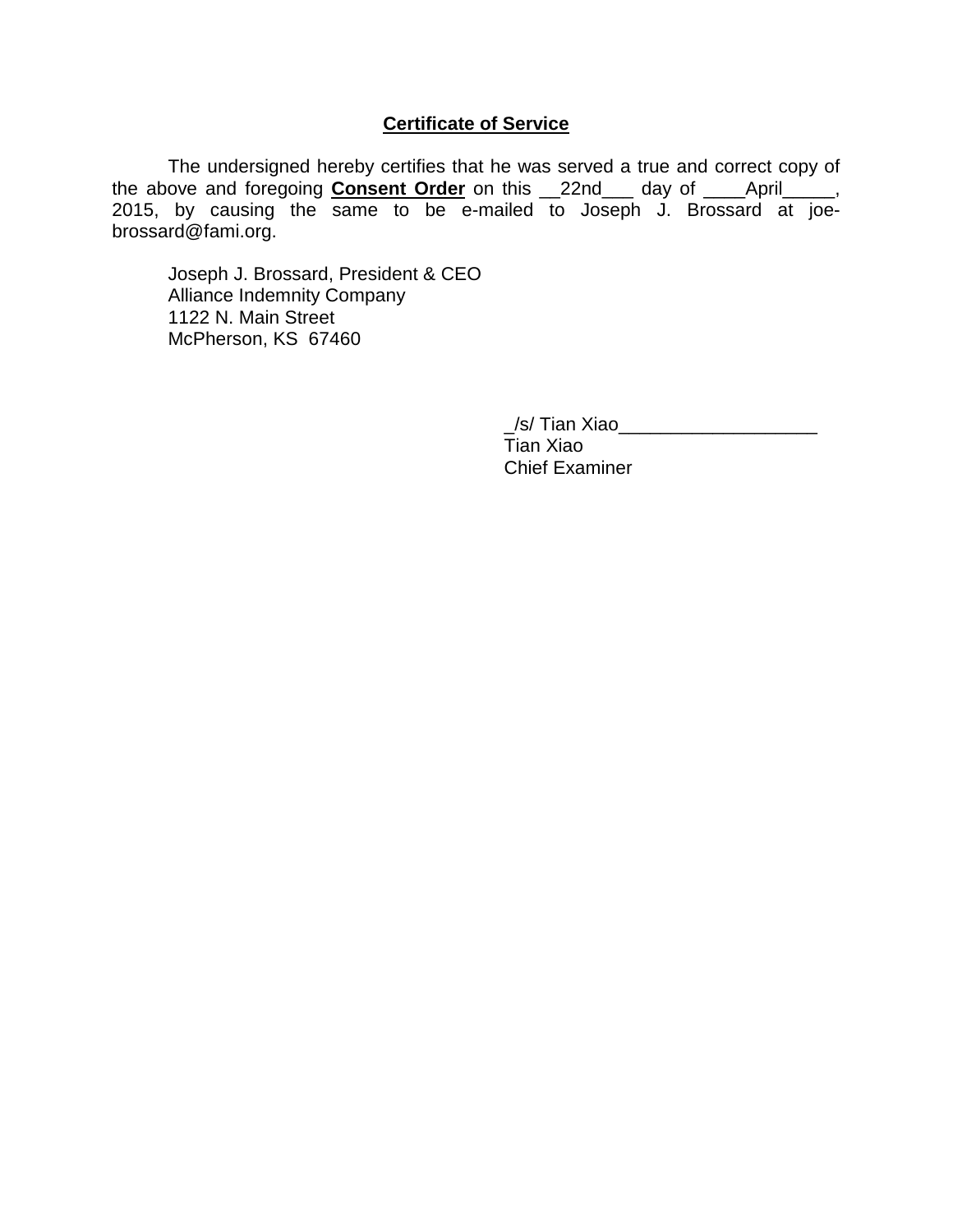**Certificate of Service**

The undersigned hereby certifies that he was served a true and correct copy of the above and foregoing **Consent Order** on this __22nd___ day of ____April_____, 2015, by causing the same to be e-mailed to Joseph J. Brossard at joe-brossard@fami.org.

Joseph J. Brossard, President & CEO
Alliance Indemnity Company
1122 N. Main Street
McPherson, KS 67460

_/s/ Tian Xiao___________________
Tian Xiao
Chief Examiner